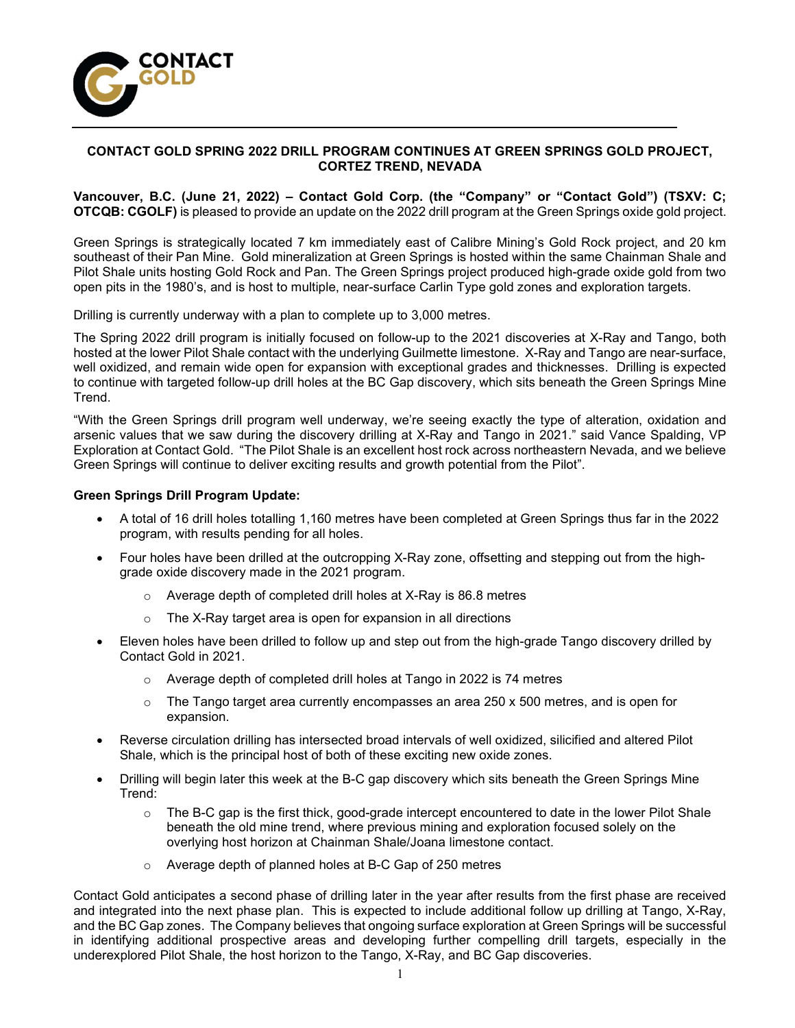# CONTACT GOLD SPRING 2022 DRILL PROGRAM CONTINUES AT GREEN SPRINGS GOLD PROJECT, CORTEZ TREND, NEVADA

**Vancouver, B.C. (June 21, 2022) – Contact Gold Corp. (the "Company" or "Contact Gold") (TSXV: C; OTCQB: CGOLF)** is pleased to provide an update on the 2022 drill program at the Green Springs oxide gold project.

Green Springs is strategically located 7 km immediately east of Calibre Mining's Gold Rock project, and 20 km southeast of their Pan Mine. Gold mineralization at Green Springs is hosted within the same Chainman Shale and Pilot Shale units hosting Gold Rock and Pan. The Green Springs project produced high-grade oxide gold from two open pits in the 1980's, and is host to multiple, near-surface Carlin Type gold zones and exploration targets.

Drilling is currently underway with a plan to complete up to 3,000 metres.

The Spring 2022 drill program is initially focused on follow-up to the 2021 discoveries at X-Ray and Tango, both hosted at the lower Pilot Shale contact with the underlying Guilmette limestone. X-Ray and Tango are near-surface, well oxidized, and remain wide open for expansion with exceptional grades and thicknesses. Drilling is expected to continue with targeted follow-up drill holes at the BC Gap discovery, which sits beneath the Green Springs Mine Trend.

"With the Green Springs drill program well underway, we're seeing exactly the type of alteration, oxidation and arsenic values that we saw during the discovery drilling at X-Ray and Tango in 2021." said Vance Spalding, VP Exploration at Contact Gold. "The Pilot Shale is an excellent host rock across northeastern Nevada, and we believe Green Springs will continue to deliver exciting results and growth potential from the Pilot".

**Green Springs Drill Program Update:**

- A total of 16 drill holes totalling 1,160 metres have been completed at Green Springs thus far in the 2022 program, with results pending for all holes.
- Four holes have been drilled at the outcropping X-Ray zone, offsetting and stepping out from the high-grade oxide discovery made in the 2021 program.
  - Average depth of completed drill holes at X-Ray is 86.8 metres
  - The X-Ray target area is open for expansion in all directions
- Eleven holes have been drilled to follow up and step out from the high-grade Tango discovery drilled by Contact Gold in 2021.
  - Average depth of completed drill holes at Tango in 2022 is 74 metres
  - The Tango target area currently encompasses an area 250 x 500 metres, and is open for expansion.
- Reverse circulation drilling has intersected broad intervals of well oxidized, silicified and altered Pilot Shale, which is the principal host of both of these exciting new oxide zones.
- Drilling will begin later this week at the B-C gap discovery which sits beneath the Green Springs Mine Trend:
  - The B-C gap is the first thick, good-grade intercept encountered to date in the lower Pilot Shale beneath the old mine trend, where previous mining and exploration focused solely on the overlying host horizon at Chainman Shale/Joana limestone contact.
  - Average depth of planned holes at B-C Gap of 250 metres

Contact Gold anticipates a second phase of drilling later in the year after results from the first phase are received and integrated into the next phase plan. This is expected to include additional follow up drilling at Tango, X-Ray, and the BC Gap zones. The Company believes that ongoing surface exploration at Green Springs will be successful in identifying additional prospective areas and developing further compelling drill targets, especially in the underexplored Pilot Shale, the host horizon to the Tango, X-Ray, and BC Gap discoveries.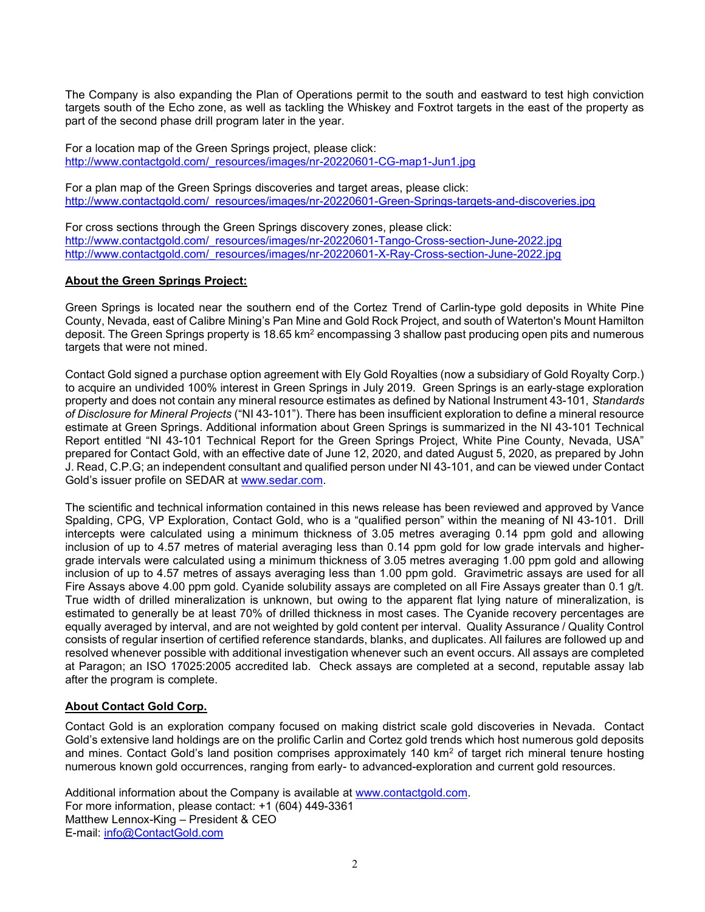The Company is also expanding the Plan of Operations permit to the south and eastward to test high conviction targets south of the Echo zone, as well as tackling the Whiskey and Foxtrot targets in the east of the property as part of the second phase drill program later in the year.

For a location map of the Green Springs project, please click:
[http://www.contactgold.com/_resources/images/nr-20220601-CG-map1-Jun1.jpg](http://www.contactgold.com/_resources/images/nr-20220601-CG-map1-Jun1.jpg)

For a plan map of the Green Springs discoveries and target areas, please click:
[http://www.contactgold.com/_resources/images/nr-20220601-Green-Springs-targets-and-discoveries.jpg](http://www.contactgold.com/_resources/images/nr-20220601-Green-Springs-targets-and-discoveries.jpg)

For cross sections through the Green Springs discovery zones, please click:
[http://www.contactgold.com/_resources/images/nr-20220601-Tango-Cross-section-June-2022.jpg](http://www.contactgold.com/_resources/images/nr-20220601-Tango-Cross-section-June-2022.jpg)
[http://www.contactgold.com/_resources/images/nr-20220601-X-Ray-Cross-section-June-2022.jpg](http://www.contactgold.com/_resources/images/nr-20220601-X-Ray-Cross-section-June-2022.jpg)

## About the Green Springs Project:

Green Springs is located near the southern end of the Cortez Trend of Carlin-type gold deposits in White Pine County, Nevada, east of Calibre Mining's Pan Mine and Gold Rock Project, and south of Waterton's Mount Hamilton deposit. The Green Springs property is 18.65 km$^2$ encompassing 3 shallow past producing open pits and numerous targets that were not mined.

Contact Gold signed a purchase option agreement with Ely Gold Royalties (now a subsidiary of Gold Royalty Corp.) to acquire an undivided 100% interest in Green Springs in July 2019. Green Springs is an early-stage exploration property and does not contain any mineral resource estimates as defined by National Instrument 43-101, *Standards of Disclosure for Mineral Projects* ("NI 43-101"). There has been insufficient exploration to define a mineral resource estimate at Green Springs. Additional information about Green Springs is summarized in the NI 43-101 Technical Report entitled "NI 43-101 Technical Report for the Green Springs Project, White Pine County, Nevada, USA" prepared for Contact Gold, with an effective date of June 12, 2020, and dated August 5, 2020, as prepared by John J. Read, C.P.G; an independent consultant and qualified person under NI 43-101, and can be viewed under Contact Gold's issuer profile on SEDAR at [www.sedar.com](http://www.sedar.com).

The scientific and technical information contained in this news release has been reviewed and approved by Vance Spalding, CPG, VP Exploration, Contact Gold, who is a "qualified person" within the meaning of NI 43-101. Drill intercepts were calculated using a minimum thickness of 3.05 metres averaging 0.14 ppm gold and allowing inclusion of up to 4.57 metres of material averaging less than 0.14 ppm gold for low grade intervals and higher-grade intervals were calculated using a minimum thickness of 3.05 metres averaging 1.00 ppm gold and allowing inclusion of up to 4.57 metres of assays averaging less than 1.00 ppm gold. Gravimetric assays are used for all Fire Assays above 4.00 ppm gold. Cyanide solubility assays are completed on all Fire Assays greater than 0.1 g/t. True width of drilled mineralization is unknown, but owing to the apparent flat lying nature of mineralization, is estimated to generally be at least 70% of drilled thickness in most cases. The Cyanide recovery percentages are equally averaged by interval, and are not weighted by gold content per interval. Quality Assurance / Quality Control consists of regular insertion of certified reference standards, blanks, and duplicates. All failures are followed up and resolved whenever possible with additional investigation whenever such an event occurs. All assays are completed at Paragon; an ISO 17025:2005 accredited lab. Check assays are completed at a second, reputable assay lab after the program is complete.

## About Contact Gold Corp.

Contact Gold is an exploration company focused on making district scale gold discoveries in Nevada. Contact Gold's extensive land holdings are on the prolific Carlin and Cortez gold trends which host numerous gold deposits and mines. Contact Gold's land position comprises approximately 140 km$^2$ of target rich mineral tenure hosting numerous known gold occurrences, ranging from early- to advanced-exploration and current gold resources.

Additional information about the Company is available at [www.contactgold.com](http://www.contactgold.com).
For more information, please contact: +1 (604) 449-3361
Matthew Lennox-King – President & CEO
E-mail: [info@ContactGold.com](mailto:info@ContactGold.com)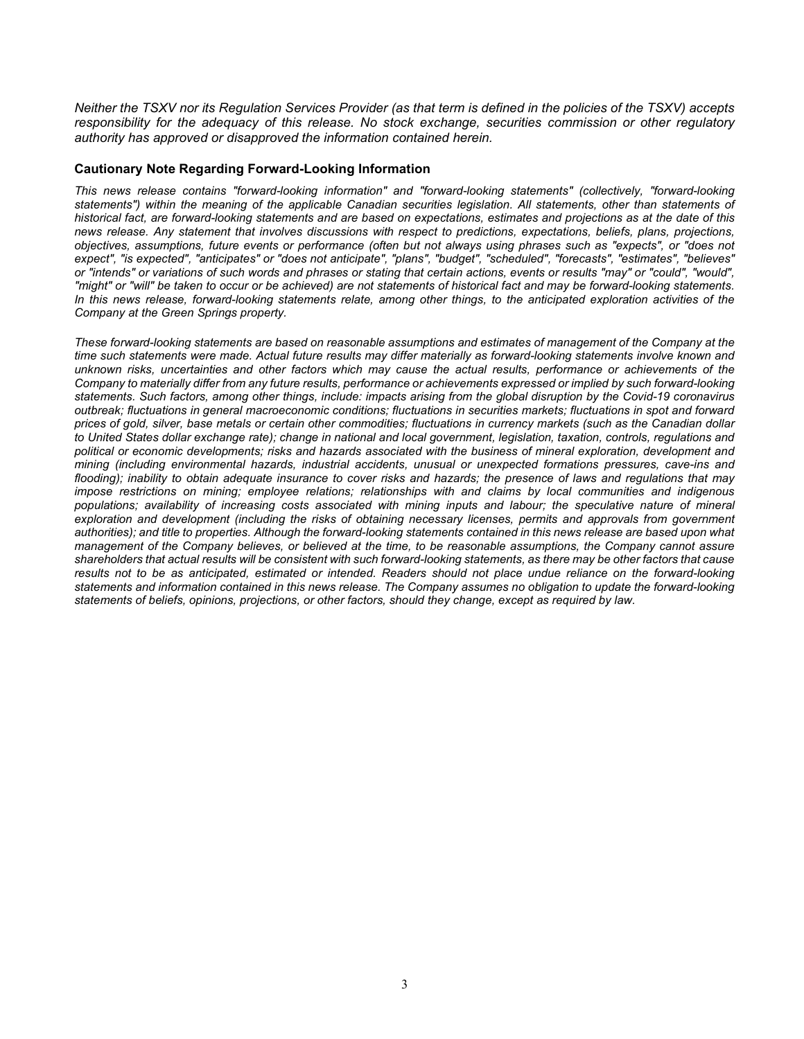*Neither the TSXV nor its Regulation Services Provider (as that term is defined in the policies of the TSXV) accepts responsibility for the adequacy of this release. No stock exchange, securities commission or other regulatory authority has approved or disapproved the information contained herein.*

### Cautionary Note Regarding Forward-Looking Information

*This news release contains "forward-looking information" and "forward-looking statements" (collectively, "forward-looking statements") within the meaning of the applicable Canadian securities legislation. All statements, other than statements of historical fact, are forward-looking statements and are based on expectations, estimates and projections as at the date of this news release. Any statement that involves discussions with respect to predictions, expectations, beliefs, plans, projections, objectives, assumptions, future events or performance (often but not always using phrases such as "expects", or "does not expect", "is expected", "anticipates" or "does not anticipate", "plans", "budget", "scheduled", "forecasts", "estimates", "believes" or "intends" or variations of such words and phrases or stating that certain actions, events or results "may" or "could", "would", "might" or "will" be taken to occur or be achieved) are not statements of historical fact and may be forward-looking statements. In this news release, forward-looking statements relate, among other things, to the anticipated exploration activities of the Company at the Green Springs property.*

*These forward-looking statements are based on reasonable assumptions and estimates of management of the Company at the time such statements were made. Actual future results may differ materially as forward-looking statements involve known and unknown risks, uncertainties and other factors which may cause the actual results, performance or achievements of the Company to materially differ from any future results, performance or achievements expressed or implied by such forward-looking statements. Such factors, among other things, include: impacts arising from the global disruption by the Covid-19 coronavirus outbreak; fluctuations in general macroeconomic conditions; fluctuations in securities markets; fluctuations in spot and forward prices of gold, silver, base metals or certain other commodities; fluctuations in currency markets (such as the Canadian dollar to United States dollar exchange rate); change in national and local government, legislation, taxation, controls, regulations and political or economic developments; risks and hazards associated with the business of mineral exploration, development and mining (including environmental hazards, industrial accidents, unusual or unexpected formations pressures, cave-ins and flooding); inability to obtain adequate insurance to cover risks and hazards; the presence of laws and regulations that may impose restrictions on mining; employee relations; relationships with and claims by local communities and indigenous populations; availability of increasing costs associated with mining inputs and labour; the speculative nature of mineral exploration and development (including the risks of obtaining necessary licenses, permits and approvals from government authorities); and title to properties. Although the forward-looking statements contained in this news release are based upon what management of the Company believes, or believed at the time, to be reasonable assumptions, the Company cannot assure shareholders that actual results will be consistent with such forward-looking statements, as there may be other factors that cause results not to be as anticipated, estimated or intended. Readers should not place undue reliance on the forward-looking statements and information contained in this news release. The Company assumes no obligation to update the forward-looking statements of beliefs, opinions, projections, or other factors, should they change, except as required by law.*